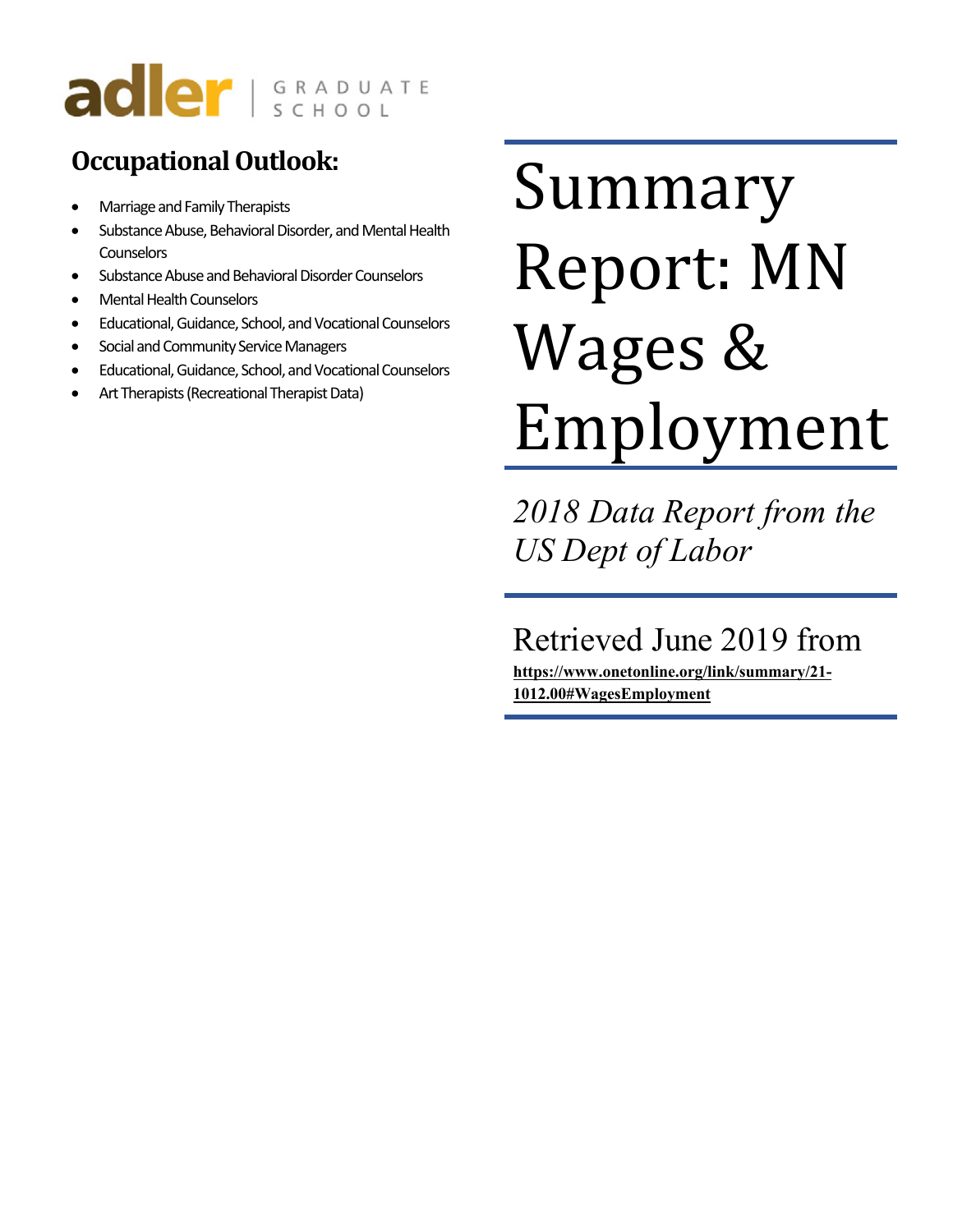adler | GRADUATE SCHOOL

## Occupational Outlook:

- Marriage and Family Therapists
- Substance Abuse, Behavioral Disorder, and Mental Health Counselors
- Substance Abuse and Behavioral Disorder Counselors
- Mental Health Counselors
- Educational, Guidance, School, and Vocational Counselors
- Social and Community Service Managers
- Educational, Guidance, School, and Vocational Counselors
- Art Therapists (Recreational Therapist Data)

# Summary Report: MN Wages & Employment

*2018 Data Report from the US Dept of Labor*

Retrieved June 2019 from

**https://www.onetonline.org/link/summary/21-1012.00#WagesEmployment**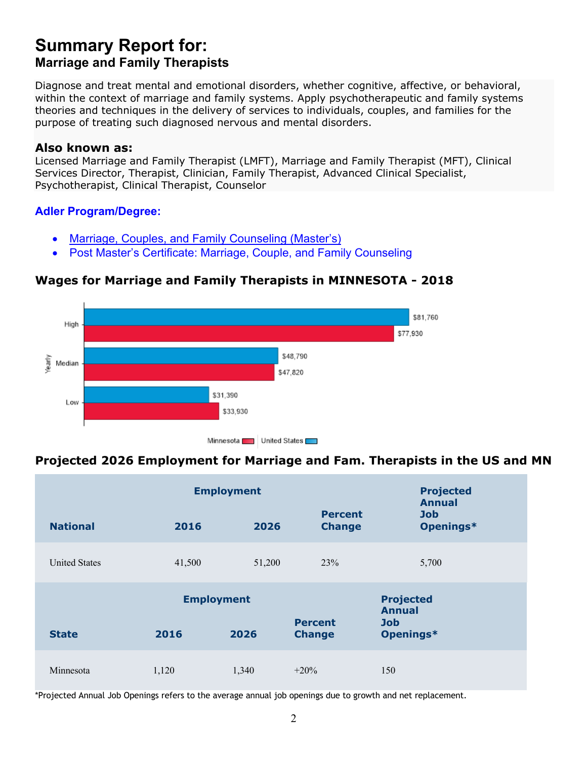# Summary Report for:

## Marriage and Family Therapists

Diagnose and treat mental and emotional disorders, whether cognitive, affective, or behavioral, within the context of marriage and family systems. Apply psychotherapeutic and family systems theories and techniques in the delivery of services to individuals, couples, and families for the purpose of treating such diagnosed nervous and mental disorders.

### Also known as:

Licensed Marriage and Family Therapist (LMFT), Marriage and Family Therapist (MFT), Clinical Services Director, Therapist, Clinician, Family Therapist, Advanced Clinical Specialist, Psychotherapist, Clinical Therapist, Counselor

### Adler Program/Degree:

- Marriage, Couples, and Family Counseling (Master's)
- Post Master's Certificate: Marriage, Couple, and Family Counseling

### Wages for Marriage and Family Therapists in MINNESOTA - 2018

| Yearly | Minnesota | United States |
|---|---|---|
| High | $77,930 | $81,760 |
| Median | $47,820 | $48,790 |
| Low | $33,930 | $31,390 |

### Projected 2026 Employment for Marriage and Fam. Therapists in the US and MN

| National | Employment 2016 | Employment 2026 | Percent Change | Projected Annual Job Openings* |
|---|---|---|---|---|
| United States | 41,500 | 51,200 | 23% | 5,700 |

| State | Employment 2016 | Employment 2026 | Percent Change | Projected Annual Job Openings* |
|---|---|---|---|---|
| Minnesota | 1,120 | 1,340 | +20% | 150 |

*Projected Annual Job Openings refers to the average annual job openings due to growth and net replacement.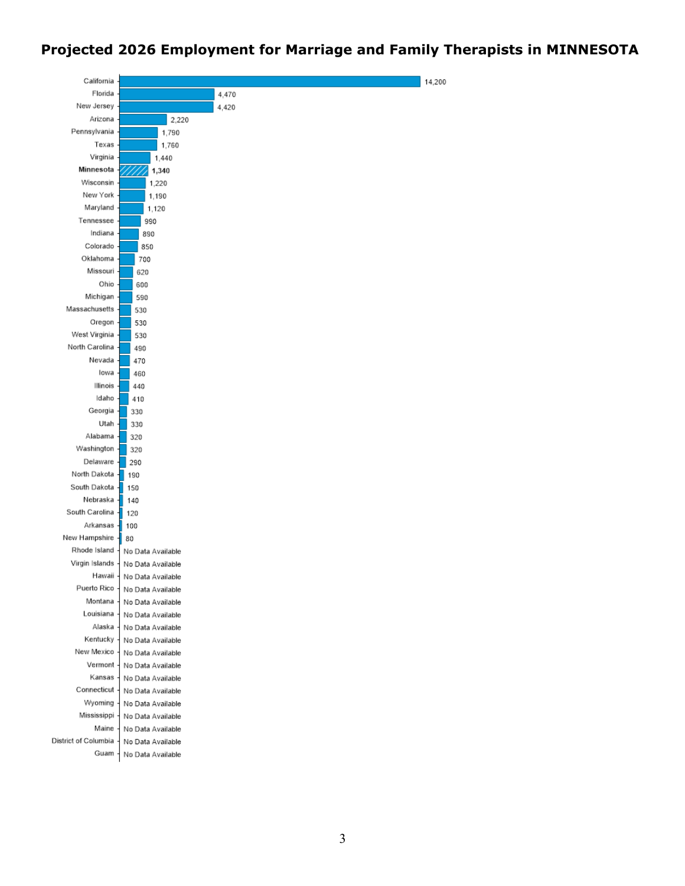# Projected 2026 Employment for Marriage and Family Therapists in MINNESOTA

| State | Projected 2026 Employment |
| --- | --- |
| California | 14,200 |
| Florida | 4,470 |
| New Jersey | 4,420 |
| Arizona | 2,220 |
| Pennsylvania | 1,790 |
| Texas | 1,760 |
| Virginia | 1,440 |
| **Minnesota** | **1,340** |
| Wisconsin | 1,220 |
| New York | 1,190 |
| Maryland | 1,120 |
| Tennessee | 990 |
| Indiana | 890 |
| Colorado | 850 |
| Oklahoma | 700 |
| Missouri | 620 |
| Ohio | 600 |
| Michigan | 590 |
| Massachusetts | 530 |
| Oregon | 530 |
| West Virginia | 530 |
| North Carolina | 490 |
| Nevada | 470 |
| Iowa | 460 |
| Illinois | 440 |
| Idaho | 410 |
| Georgia | 330 |
| Utah | 330 |
| Alabama | 320 |
| Washington | 320 |
| Delaware | 290 |
| North Dakota | 190 |
| South Dakota | 150 |
| Nebraska | 140 |
| South Carolina | 120 |
| Arkansas | 100 |
| New Hampshire | 80 |
| Rhode Island | No Data Available |
| Virgin Islands | No Data Available |
| Hawaii | No Data Available |
| Puerto Rico | No Data Available |
| Montana | No Data Available |
| Louisiana | No Data Available |
| Alaska | No Data Available |
| Kentucky | No Data Available |
| New Mexico | No Data Available |
| Vermont | No Data Available |
| Kansas | No Data Available |
| Connecticut | No Data Available |
| Wyoming | No Data Available |
| Mississippi | No Data Available |
| Maine | No Data Available |
| District of Columbia | No Data Available |
| Guam | No Data Available |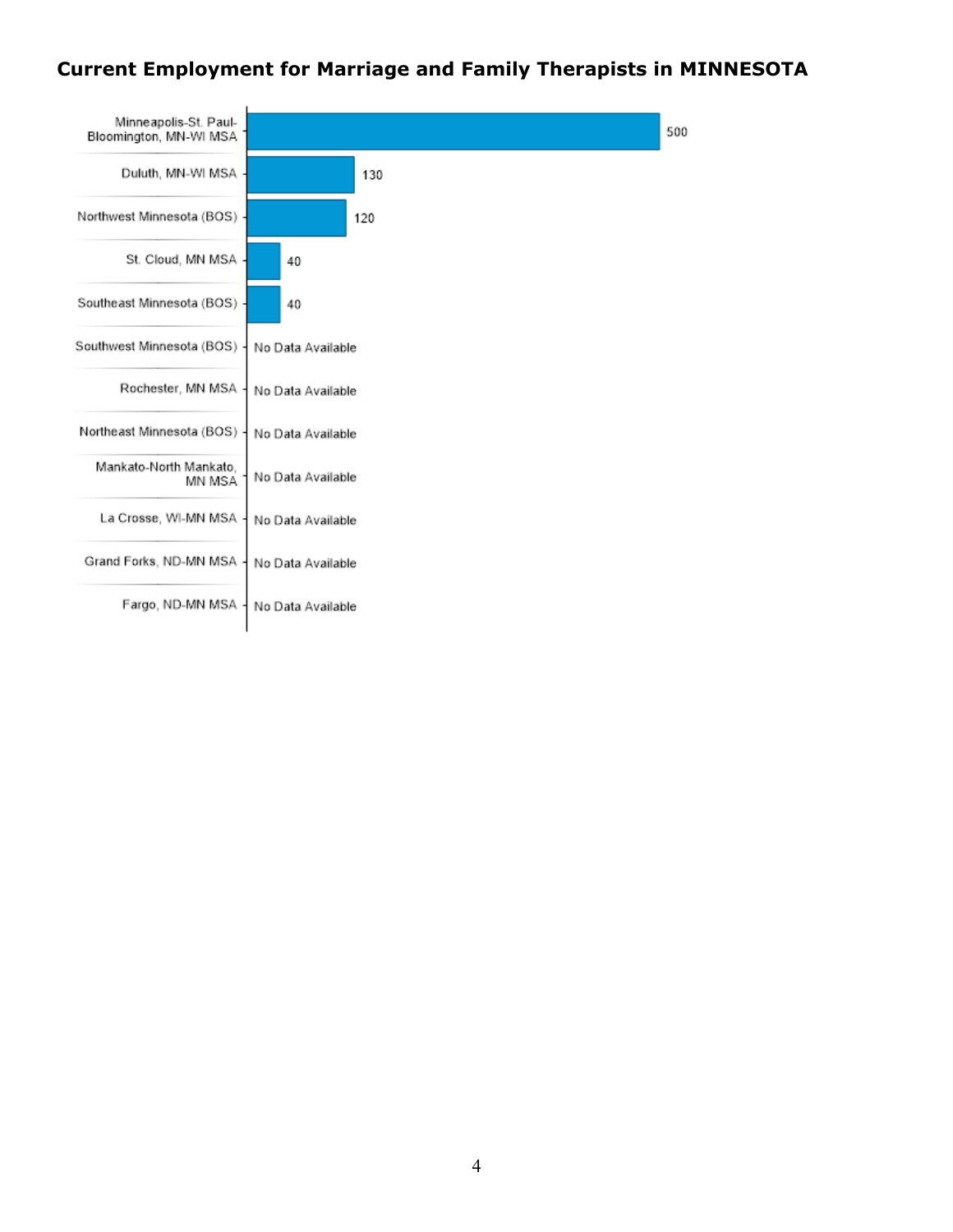## Current Employment for Marriage and Family Therapists in MINNESOTA

| Area | Employment |
| --- | --- |
| Minneapolis-St. Paul-Bloomington, MN-WI MSA | 500 |
| Duluth, MN-WI MSA | 130 |
| Northwest Minnesota (BOS) | 120 |
| St. Cloud, MN MSA | 40 |
| Southeast Minnesota (BOS) | 40 |
| Southwest Minnesota (BOS) | No Data Available |
| Rochester, MN MSA | No Data Available |
| Northeast Minnesota (BOS) | No Data Available |
| Mankato-North Mankato, MN MSA | No Data Available |
| La Crosse, WI-MN MSA | No Data Available |
| Grand Forks, ND-MN MSA | No Data Available |
| Fargo, ND-MN MSA | No Data Available |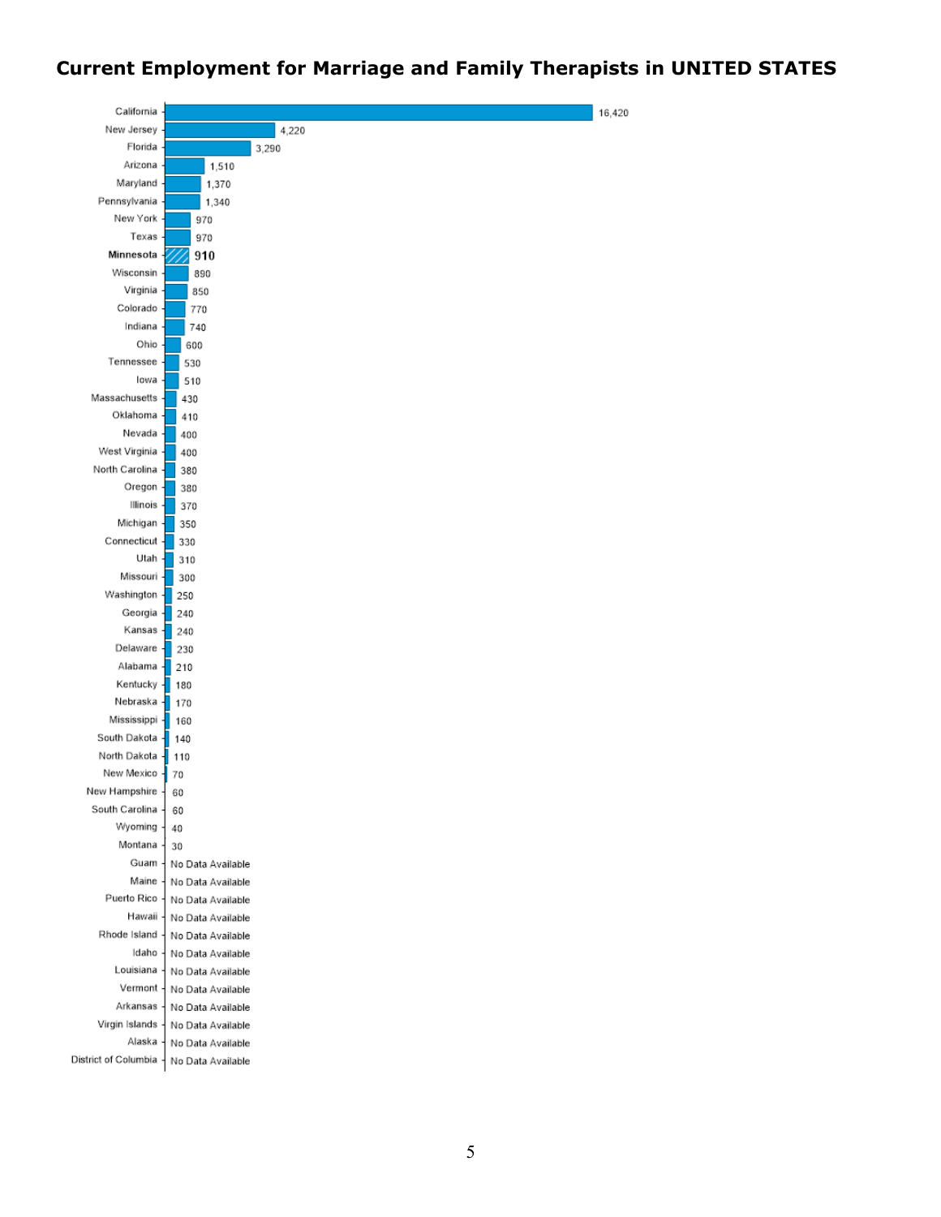## Current Employment for Marriage and Family Therapists in UNITED STATES

| State | Employment |
|---|---|
| California | 16,420 |
| New Jersey | 4,220 |
| Florida | 3,290 |
| Arizona | 1,510 |
| Maryland | 1,370 |
| Pennsylvania | 1,340 |
| New York | 970 |
| Texas | 970 |
| **Minnesota** | **910** |
| Wisconsin | 890 |
| Virginia | 850 |
| Colorado | 770 |
| Indiana | 740 |
| Ohio | 600 |
| Tennessee | 530 |
| Iowa | 510 |
| Massachusetts | 430 |
| Oklahoma | 410 |
| Nevada | 400 |
| West Virginia | 400 |
| North Carolina | 380 |
| Oregon | 380 |
| Illinois | 370 |
| Michigan | 350 |
| Connecticut | 330 |
| Utah | 310 |
| Missouri | 300 |
| Washington | 250 |
| Georgia | 240 |
| Kansas | 240 |
| Delaware | 230 |
| Alabama | 210 |
| Kentucky | 180 |
| Nebraska | 170 |
| Mississippi | 160 |
| South Dakota | 140 |
| North Dakota | 110 |
| New Mexico | 70 |
| New Hampshire | 60 |
| South Carolina | 60 |
| Wyoming | 40 |
| Montana | 30 |
| Guam | No Data Available |
| Maine | No Data Available |
| Puerto Rico | No Data Available |
| Hawaii | No Data Available |
| Rhode Island | No Data Available |
| Idaho | No Data Available |
| Louisiana | No Data Available |
| Vermont | No Data Available |
| Arkansas | No Data Available |
| Virgin Islands | No Data Available |
| Alaska | No Data Available |
| District of Columbia | No Data Available |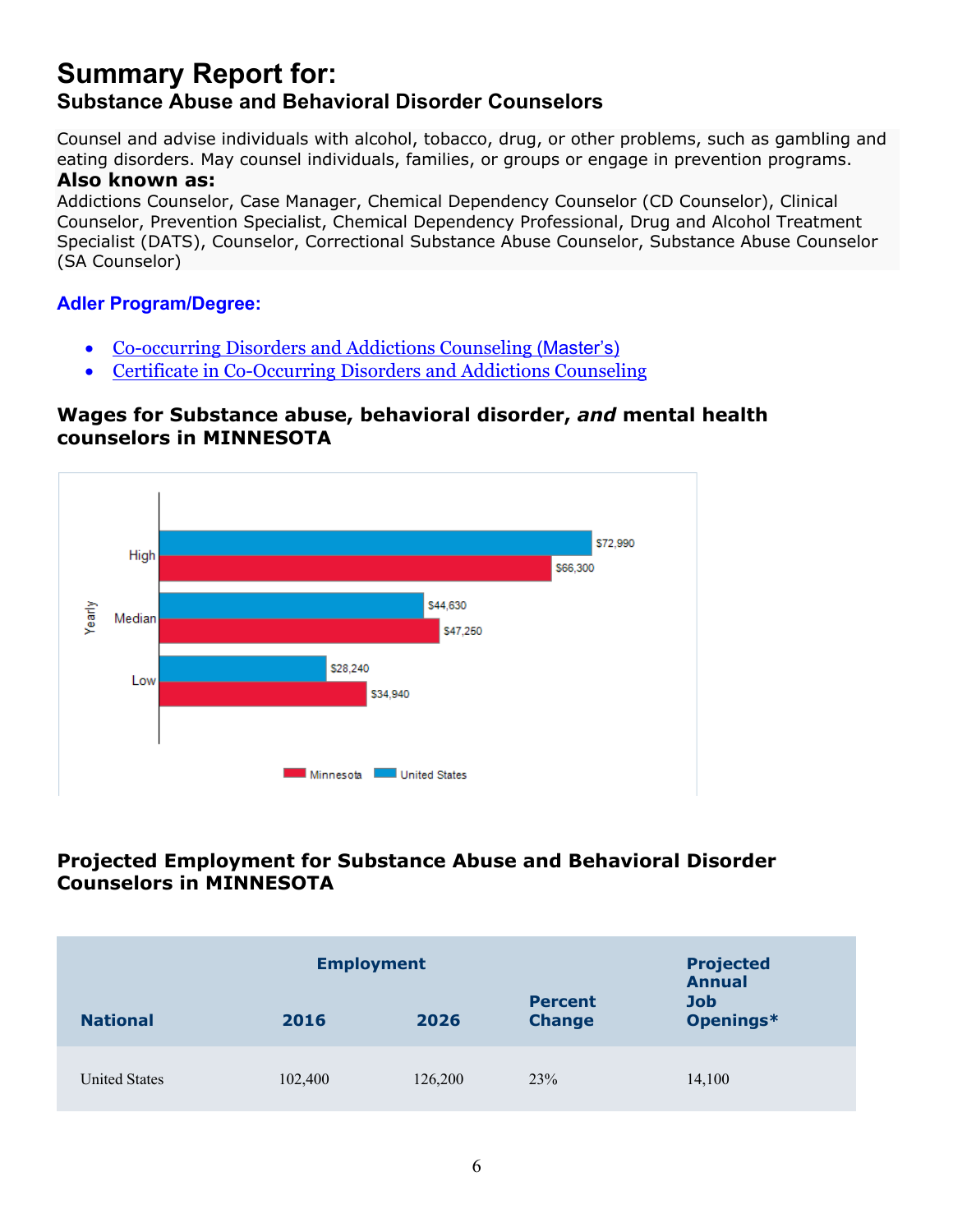# Summary Report for:
## Substance Abuse and Behavioral Disorder Counselors

Counsel and advise individuals with alcohol, tobacco, drug, or other problems, such as gambling and eating disorders. May counsel individuals, families, or groups or engage in prevention programs.

**Also known as:**

Addictions Counselor, Case Manager, Chemical Dependency Counselor (CD Counselor), Clinical Counselor, Prevention Specialist, Chemical Dependency Professional, Drug and Alcohol Treatment Specialist (DATS), Counselor, Correctional Substance Abuse Counselor, Substance Abuse Counselor (SA Counselor)

### Adler Program/Degree:

- Co-occurring Disorders and Addictions Counseling (Master's)
- Certificate in Co-Occurring Disorders and Addictions Counseling

### Wages for Substance abuse, behavioral disorder, *and* mental health counselors in MINNESOTA

| Yearly | United States | Minnesota |
|---|---|---|
| High | $72,990 | $66,300 |
| Median | $44,630 | $47,250 |
| Low | $28,240 | $34,940 |

### Projected Employment for Substance Abuse and Behavioral Disorder Counselors in MINNESOTA

| National | Employment 2016 | Employment 2026 | Percent Change | Projected Annual Job Openings* |
|---|---|---|---|---|
| United States | 102,400 | 126,200 | 23% | 14,100 |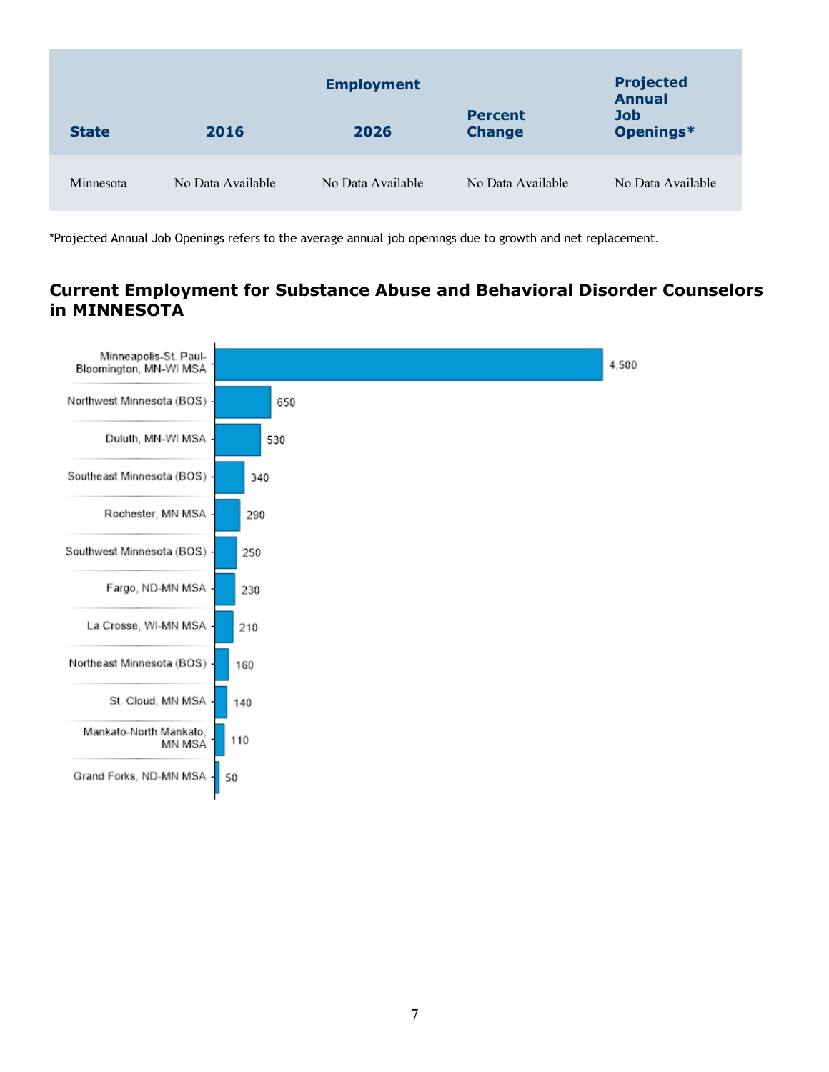| State | Employment 2016 | Employment 2026 | Percent Change | Projected Annual Job Openings* |
|---|---|---|---|---|
| Minnesota | No Data Available | No Data Available | No Data Available | No Data Available |

*Projected Annual Job Openings refers to the average annual job openings due to growth and net replacement.

## Current Employment for Substance Abuse and Behavioral Disorder Counselors in MINNESOTA

| Area | Employment |
|---|---|
| Minneapolis-St. Paul-Bloomington, MN-WI MSA | 4,500 |
| Northwest Minnesota (BOS) | 650 |
| Duluth, MN-WI MSA | 530 |
| Southeast Minnesota (BOS) | 340 |
| Rochester, MN MSA | 290 |
| Southwest Minnesota (BOS) | 250 |
| Fargo, ND-MN MSA | 230 |
| La Crosse, WI-MN MSA | 210 |
| Northeast Minnesota (BOS) | 160 |
| St. Cloud, MN MSA | 140 |
| Mankato-North Mankato, MN MSA | 110 |
| Grand Forks, ND-MN MSA | 50 |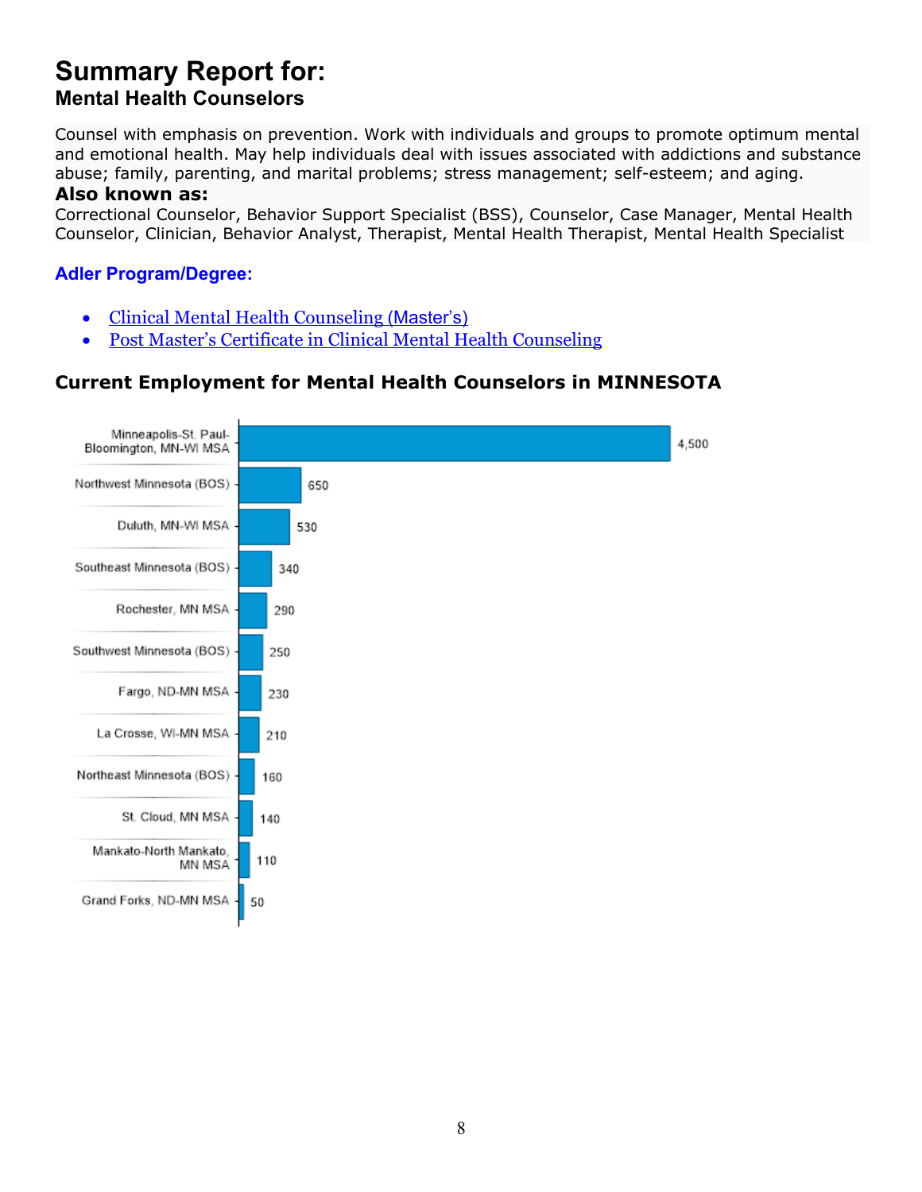# Summary Report for:

## Mental Health Counselors

Counsel with emphasis on prevention. Work with individuals and groups to promote optimum mental and emotional health. May help individuals deal with issues associated with addictions and substance abuse; family, parenting, and marital problems; stress management; self-esteem; and aging.

**Also known as:**

Correctional Counselor, Behavior Support Specialist (BSS), Counselor, Case Manager, Mental Health Counselor, Clinician, Behavior Analyst, Therapist, Mental Health Therapist, Mental Health Specialist

### Adler Program/Degree:

- Clinical Mental Health Counseling (Master's)
- Post Master's Certificate in Clinical Mental Health Counseling

### Current Employment for Mental Health Counselors in MINNESOTA

| Area | Employment |
|---|---|
| Minneapolis-St. Paul-Bloomington, MN-WI MSA | 4,500 |
| Northwest Minnesota (BOS) | 650 |
| Duluth, MN-WI MSA | 530 |
| Southeast Minnesota (BOS) | 340 |
| Rochester, MN MSA | 290 |
| Southwest Minnesota (BOS) | 250 |
| Fargo, ND-MN MSA | 230 |
| La Crosse, WI-MN MSA | 210 |
| Northeast Minnesota (BOS) | 160 |
| St. Cloud, MN MSA | 140 |
| Mankato-North Mankato, MN MSA | 110 |
| Grand Forks, ND-MN MSA | 50 |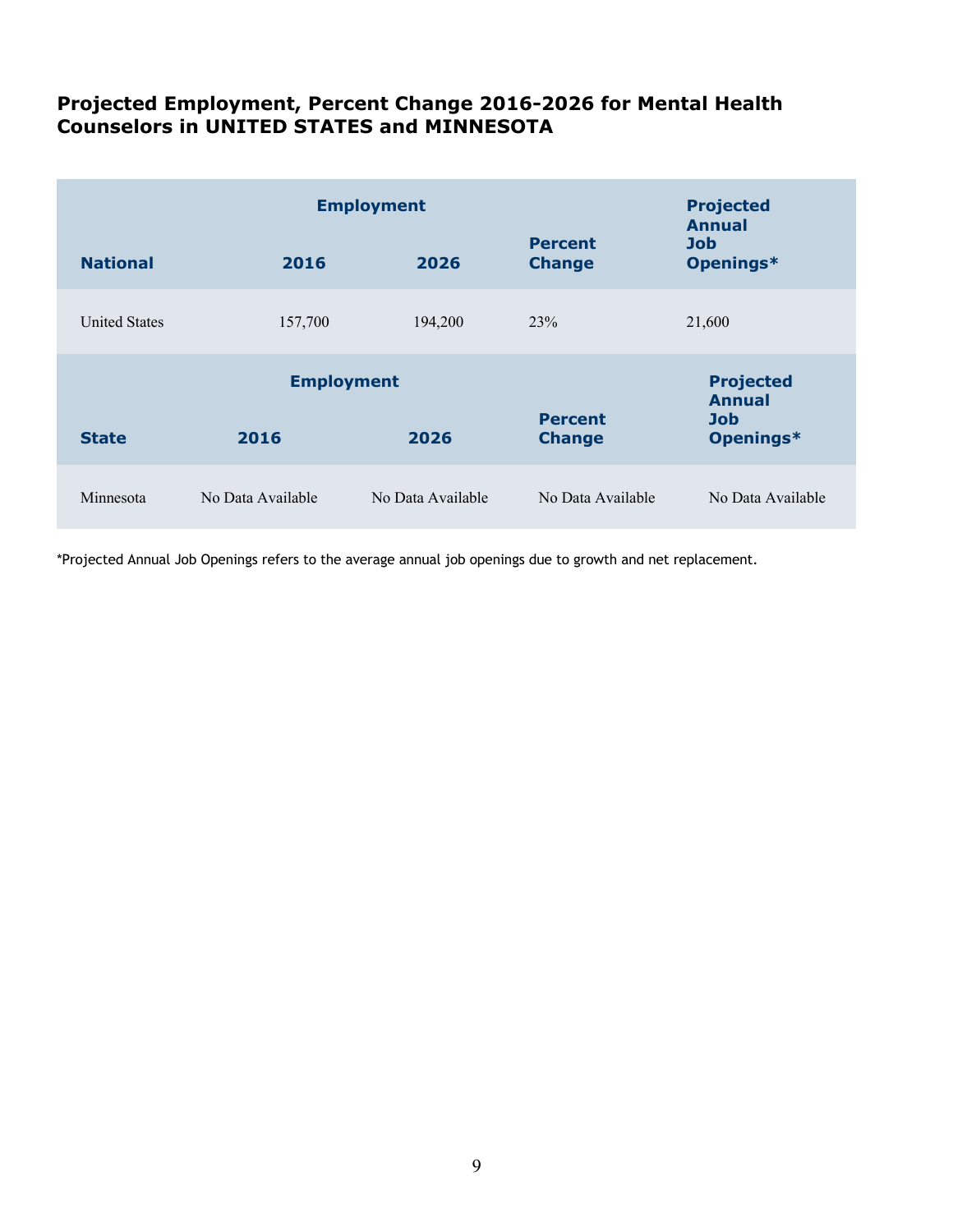## Projected Employment, Percent Change 2016-2026 for Mental Health Counselors in UNITED STATES and MINNESOTA

| | Employment | | | |
|---|---|---|---|---|
| **National** | **2016** | **2026** | **Percent Change** | **Projected Annual Job Openings*** |
| United States | 157,700 | 194,200 | 23% | 21,600 |

| | Employment | | | |
|---|---|---|---|---|
| **State** | **2016** | **2026** | **Percent Change** | **Projected Annual Job Openings*** |
| Minnesota | No Data Available | No Data Available | No Data Available | No Data Available |

*Projected Annual Job Openings refers to the average annual job openings due to growth and net replacement.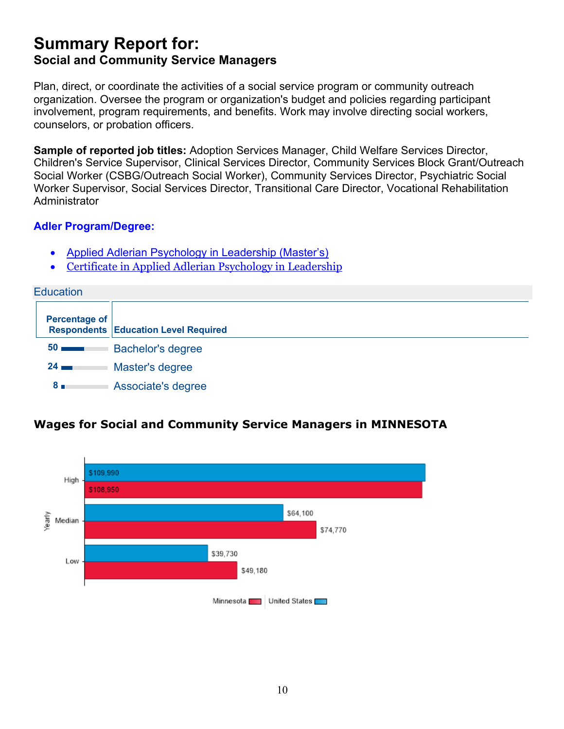# Summary Report for:
### Social and Community Service Managers

Plan, direct, or coordinate the activities of a social service program or community outreach organization. Oversee the program or organization's budget and policies regarding participant involvement, program requirements, and benefits. Work may involve directing social workers, counselors, or probation officers.

**Sample of reported job titles:** Adoption Services Manager, Child Welfare Services Director, Children's Service Supervisor, Clinical Services Director, Community Services Block Grant/Outreach Social Worker (CSBG/Outreach Social Worker), Community Services Director, Psychiatric Social Worker Supervisor, Social Services Director, Transitional Care Director, Vocational Rehabilitation Administrator

**Adler Program/Degree:**

- Applied Adlerian Psychology in Leadership (Master's)
- Certificate in Applied Adlerian Psychology in Leadership

## Education

| Percentage of Respondents | Education Level Required |
|---|---|
| 50 | Bachelor's degree |
| 24 | Master's degree |
| 8 | Associate's degree |

### Wages for Social and Community Service Managers in MINNESOTA

| Yearly | United States | Minnesota |
|---|---|---|
| High | $109,990 | $108,950 |
| Median | $64,100 | $74,770 |
| Low | $39,730 | $49,180 |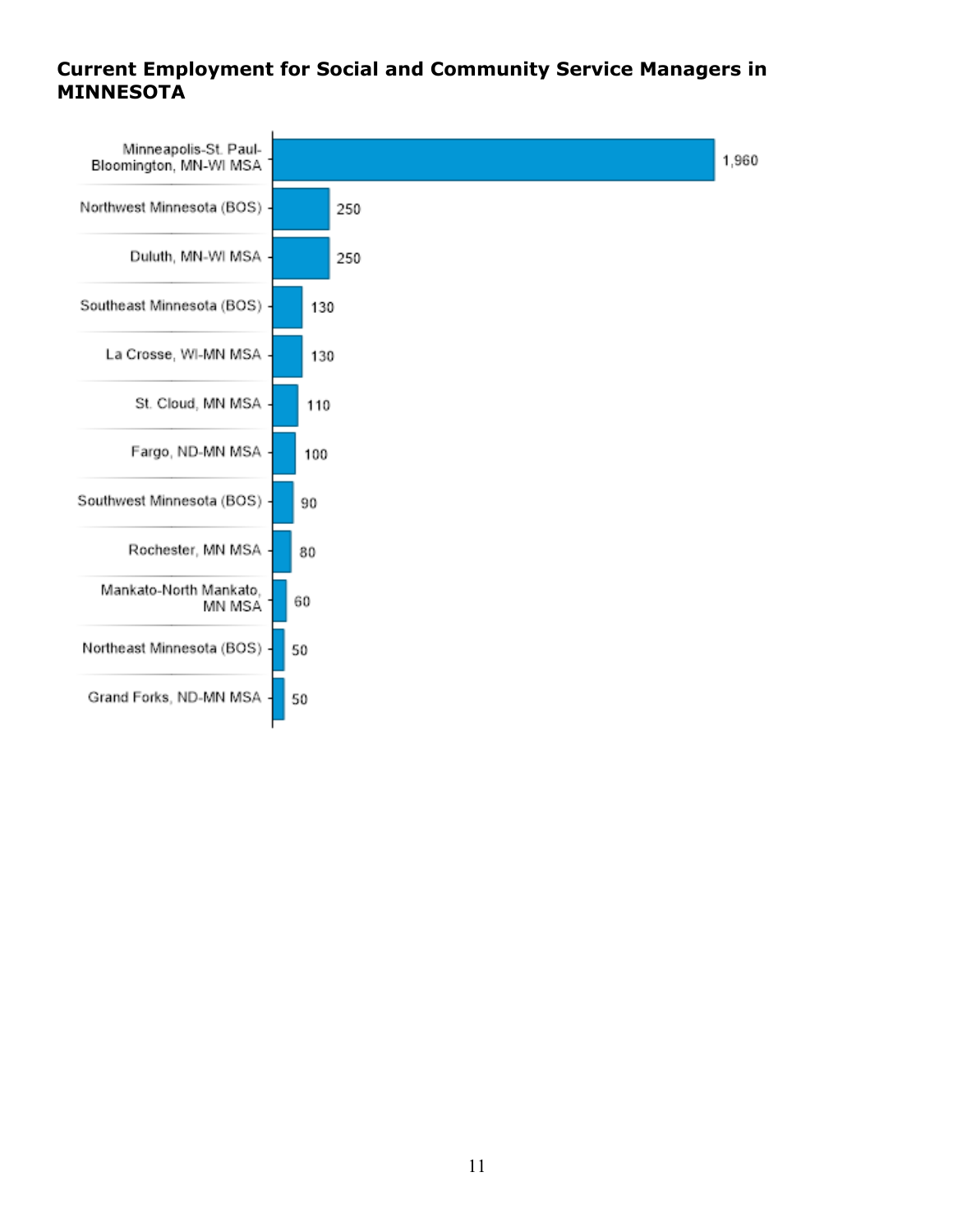**Current Employment for Social and Community Service Managers in MINNESOTA**

| Area | Employment |
| --- | --- |
| Minneapolis-St. Paul-Bloomington, MN-WI MSA | 1,960 |
| Northwest Minnesota (BOS) | 250 |
| Duluth, MN-WI MSA | 250 |
| Southeast Minnesota (BOS) | 130 |
| La Crosse, WI-MN MSA | 130 |
| St. Cloud, MN MSA | 110 |
| Fargo, ND-MN MSA | 100 |
| Southwest Minnesota (BOS) | 90 |
| Rochester, MN MSA | 80 |
| Mankato-North Mankato, MN MSA | 60 |
| Northeast Minnesota (BOS) | 50 |
| Grand Forks, ND-MN MSA | 50 |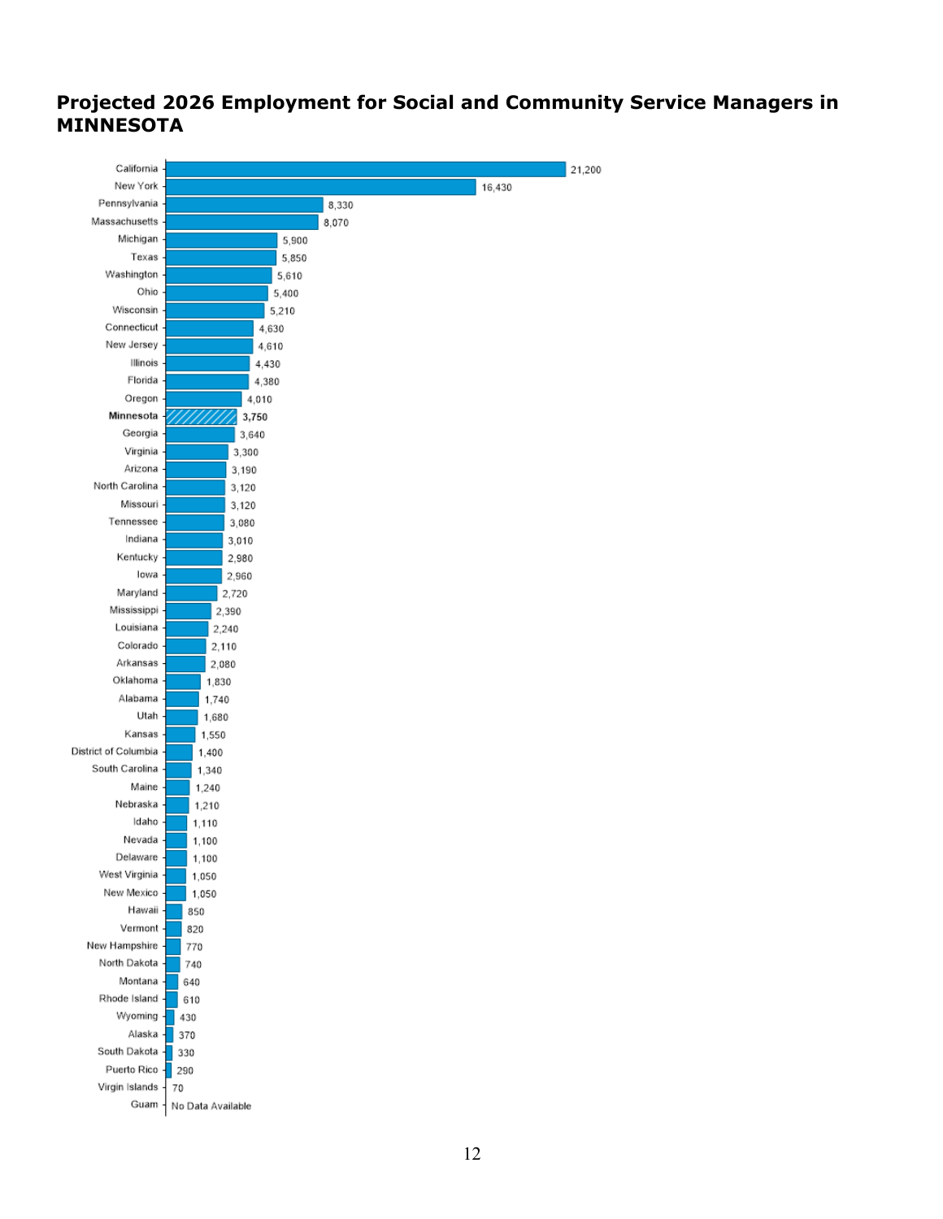## Projected 2026 Employment for Social and Community Service Managers in MINNESOTA

| State | Projected 2026 Employment |
| --- | --- |
| California | 21,200 |
| New York | 16,430 |
| Pennsylvania | 8,330 |
| Massachusetts | 8,070 |
| Michigan | 5,900 |
| Texas | 5,850 |
| Washington | 5,610 |
| Ohio | 5,400 |
| Wisconsin | 5,210 |
| Connecticut | 4,630 |
| New Jersey | 4,610 |
| Illinois | 4,430 |
| Florida | 4,380 |
| Oregon | 4,010 |
| **Minnesota** | **3,750** |
| Georgia | 3,640 |
| Virginia | 3,300 |
| Arizona | 3,190 |
| North Carolina | 3,120 |
| Missouri | 3,120 |
| Tennessee | 3,080 |
| Indiana | 3,010 |
| Kentucky | 2,980 |
| Iowa | 2,960 |
| Maryland | 2,720 |
| Mississippi | 2,390 |
| Louisiana | 2,240 |
| Colorado | 2,110 |
| Arkansas | 2,080 |
| Oklahoma | 1,830 |
| Alabama | 1,740 |
| Utah | 1,680 |
| Kansas | 1,550 |
| District of Columbia | 1,400 |
| South Carolina | 1,340 |
| Maine | 1,240 |
| Nebraska | 1,210 |
| Idaho | 1,110 |
| Nevada | 1,100 |
| Delaware | 1,100 |
| West Virginia | 1,050 |
| New Mexico | 1,050 |
| Hawaii | 850 |
| Vermont | 820 |
| New Hampshire | 770 |
| North Dakota | 740 |
| Montana | 640 |
| Rhode Island | 610 |
| Wyoming | 430 |
| Alaska | 370 |
| South Dakota | 330 |
| Puerto Rico | 290 |
| Virgin Islands | 70 |
| Guam | No Data Available |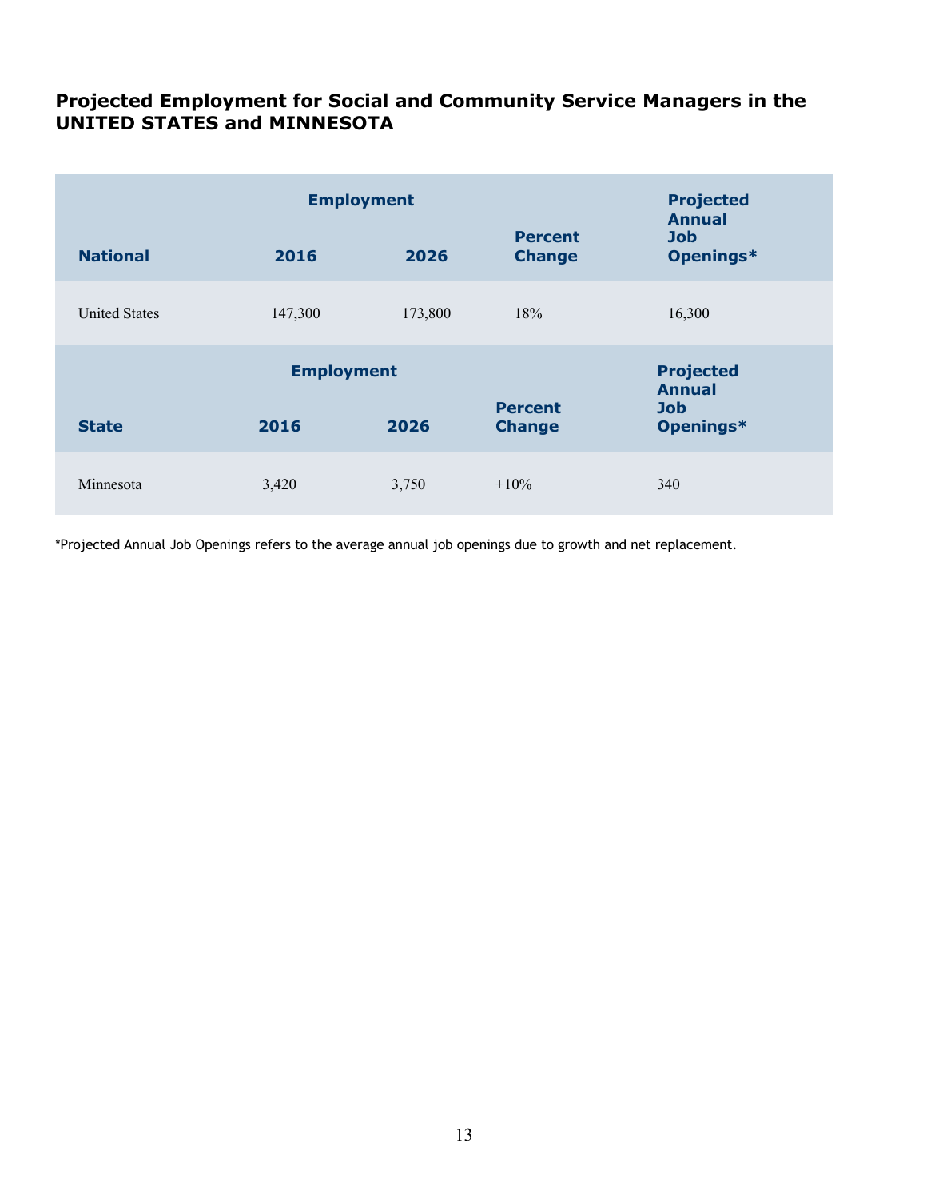### Projected Employment for Social and Community Service Managers in the UNITED STATES and MINNESOTA

| National | Employment 2016 | Employment 2026 | Percent Change | Projected Annual Job Openings* |
|---|---|---|---|---|
| United States | 147,300 | 173,800 | 18% | 16,300 |

| State | Employment 2016 | Employment 2026 | Percent Change | Projected Annual Job Openings* |
|---|---|---|---|---|
| Minnesota | 3,420 | 3,750 | +10% | 340 |

*Projected Annual Job Openings refers to the average annual job openings due to growth and net replacement.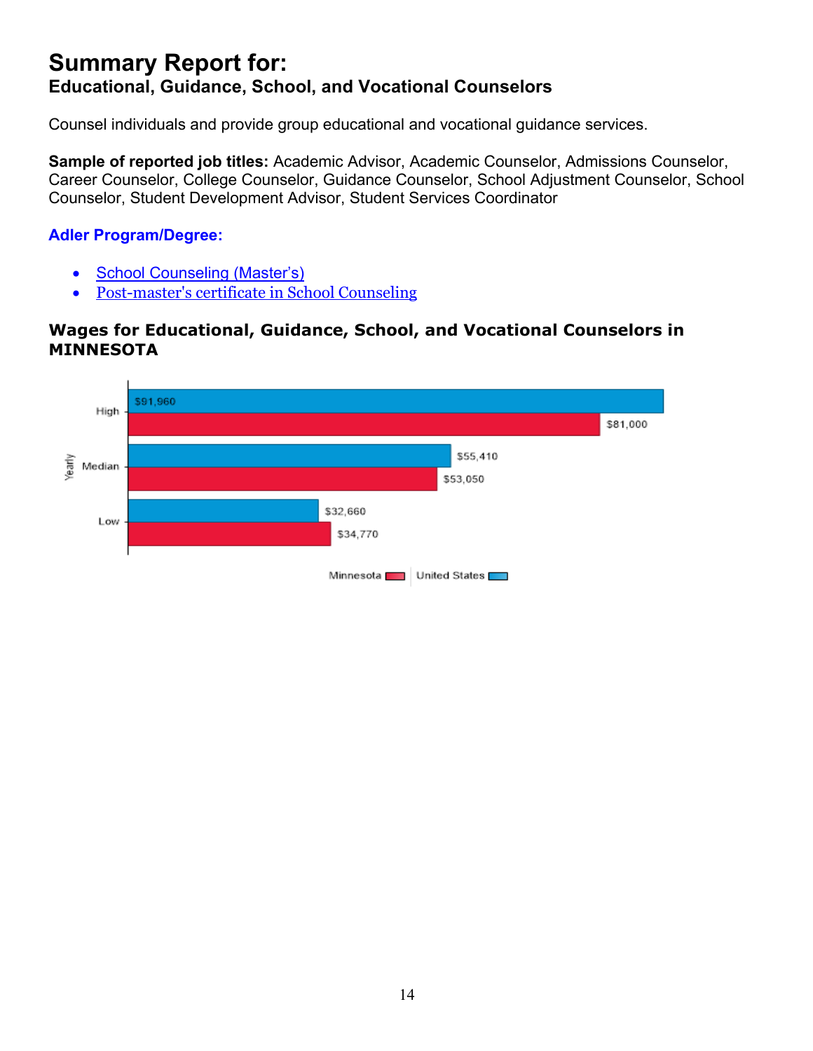# Summary Report for:

## Educational, Guidance, School, and Vocational Counselors

Counsel individuals and provide group educational and vocational guidance services.

**Sample of reported job titles:** Academic Advisor, Academic Counselor, Admissions Counselor, Career Counselor, College Counselor, Guidance Counselor, School Adjustment Counselor, School Counselor, Student Development Advisor, Student Services Coordinator

### Adler Program/Degree:

- School Counseling (Master's)
- Post-master's certificate in School Counseling

### Wages for Educational, Guidance, School, and Vocational Counselors in MINNESOTA

| Yearly | United States | Minnesota |
|---|---|---|
| High | $91,960 | $81,000 |
| Median | $55,410 | $53,050 |
| Low | $32,660 | $34,770 |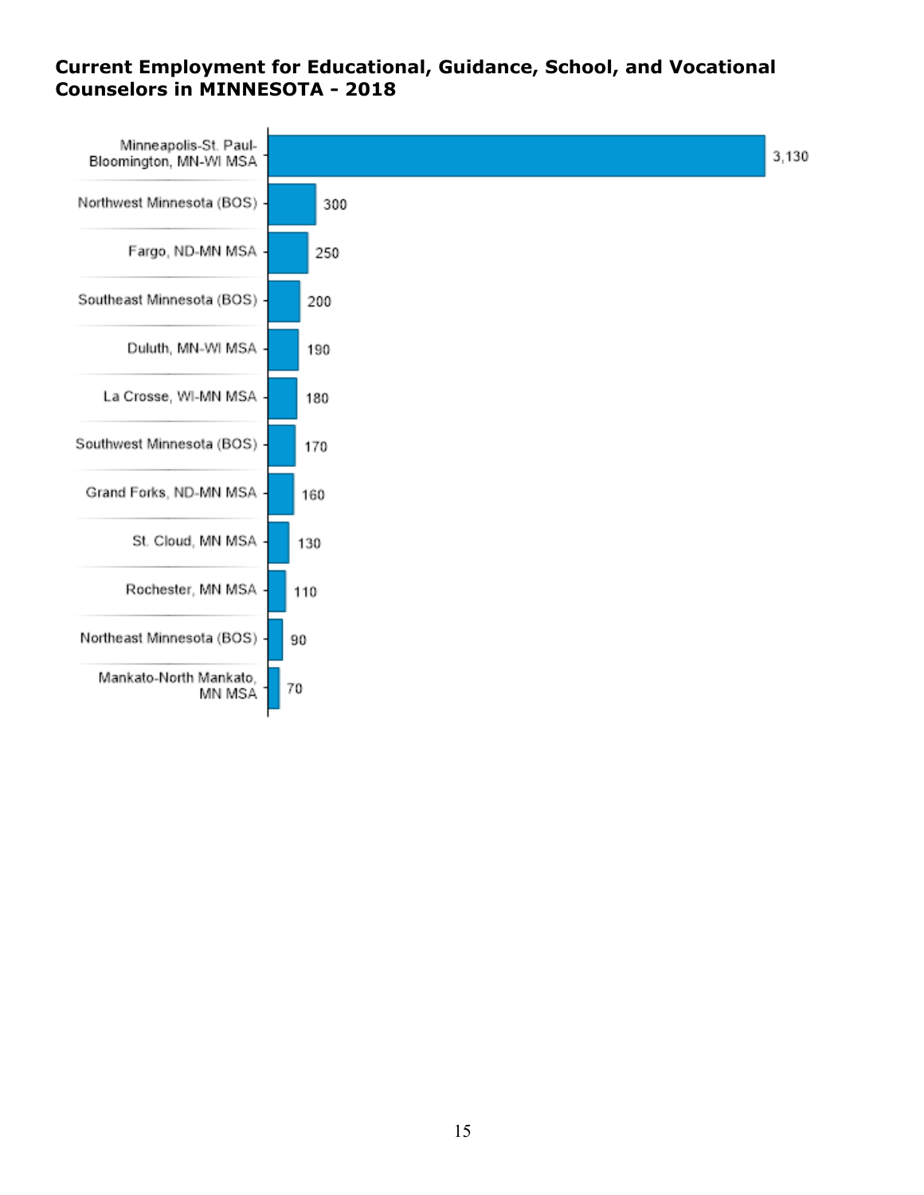**Current Employment for Educational, Guidance, School, and Vocational Counselors in MINNESOTA - 2018**

| Area | Employment |
| --- | --- |
| Minneapolis-St. Paul-Bloomington, MN-WI MSA | 3,130 |
| Northwest Minnesota (BOS) | 300 |
| Fargo, ND-MN MSA | 250 |
| Southeast Minnesota (BOS) | 200 |
| Duluth, MN-WI MSA | 190 |
| La Crosse, WI-MN MSA | 180 |
| Southwest Minnesota (BOS) | 170 |
| Grand Forks, ND-MN MSA | 160 |
| St. Cloud, MN MSA | 130 |
| Rochester, MN MSA | 110 |
| Northeast Minnesota (BOS) | 90 |
| Mankato-North Mankato, MN MSA | 70 |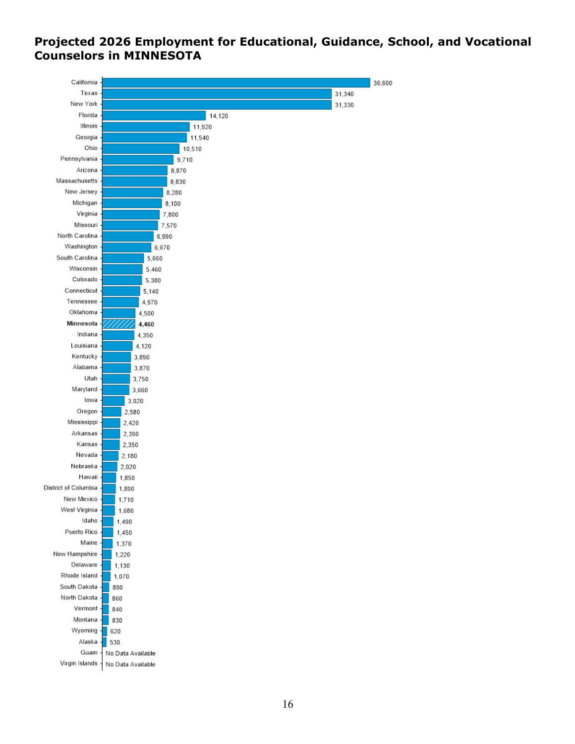## Projected 2026 Employment for Educational, Guidance, School, and Vocational Counselors in MINNESOTA

| State | Projected 2026 Employment |
|---|---|
| California | 36,600 |
| Texas | 31,340 |
| New York | 31,330 |
| Florida | 14,120 |
| Illinois | 11,920 |
| Georgia | 11,540 |
| Ohio | 10,510 |
| Pennsylvania | 9,710 |
| Arizona | 8,870 |
| Massachusetts | 8,830 |
| New Jersey | 8,280 |
| Michigan | 8,100 |
| Virginia | 7,800 |
| Missouri | 7,570 |
| North Carolina | 6,990 |
| Washington | 6,670 |
| South Carolina | 5,660 |
| Wisconsin | 5,460 |
| Colorado | 5,380 |
| Connecticut | 5,140 |
| Tennessee | 4,970 |
| Oklahoma | 4,500 |
| **Minnesota** | **4,460** |
| Indiana | 4,350 |
| Louisiana | 4,120 |
| Kentucky | 3,890 |
| Alabama | 3,870 |
| Utah | 3,750 |
| Maryland | 3,660 |
| Iowa | 3,020 |
| Oregon | 2,580 |
| Mississippi | 2,420 |
| Arkansas | 2,390 |
| Kansas | 2,350 |
| Nevada | 2,180 |
| Nebraska | 2,020 |
| Hawaii | 1,850 |
| District of Columbia | 1,800 |
| New Mexico | 1,710 |
| West Virginia | 1,680 |
| Idaho | 1,490 |
| Puerto Rico | 1,450 |
| Maine | 1,370 |
| New Hampshire | 1,220 |
| Delaware | 1,130 |
| Rhode Island | 1,070 |
| South Dakota | 890 |
| North Dakota | 860 |
| Vermont | 840 |
| Montana | 830 |
| Wyoming | 620 |
| Alaska | 530 |
| Guam | No Data Available |
| Virgin Islands | No Data Available |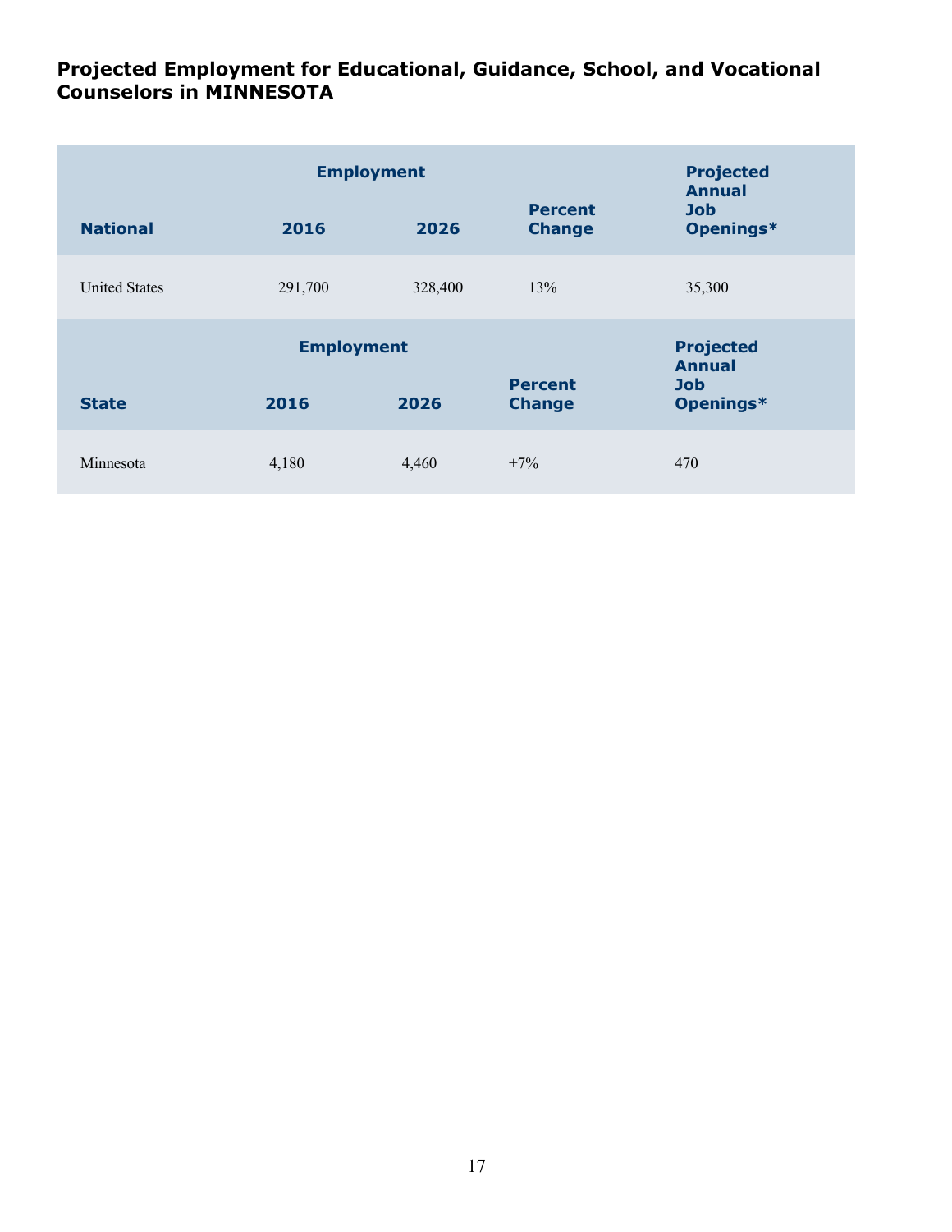## Projected Employment for Educational, Guidance, School, and Vocational Counselors in MINNESOTA

| | Employment | | | Projected Annual Job Openings* |
|---|---|---|---|---|
| **National** | **2016** | **2026** | **Percent Change** | |
| United States | 291,700 | 328,400 | 13% | 35,300 |

| | Employment | | | Projected Annual Job Openings* |
|---|---|---|---|---|
| **State** | **2016** | **2026** | **Percent Change** | |
| Minnesota | 4,180 | 4,460 | +7% | 470 |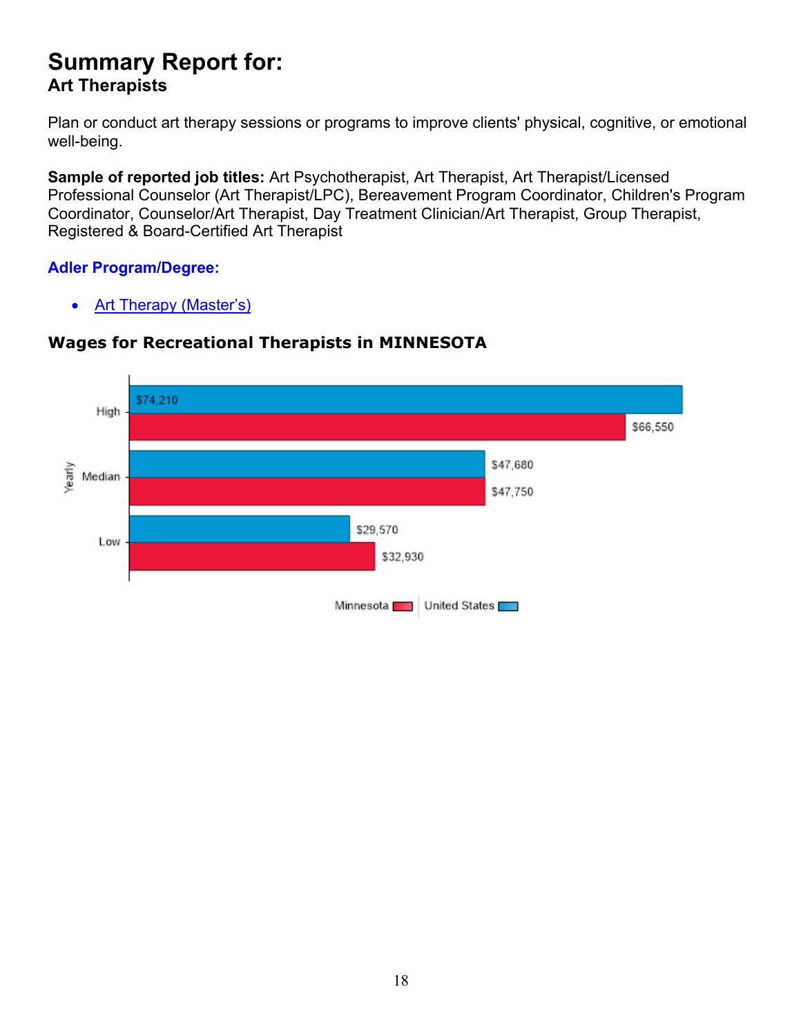# Summary Report for:
### Art Therapists

Plan or conduct art therapy sessions or programs to improve clients' physical, cognitive, or emotional well-being.

**Sample of reported job titles:** Art Psychotherapist, Art Therapist, Art Therapist/Licensed Professional Counselor (Art Therapist/LPC), Bereavement Program Coordinator, Children's Program Coordinator, Counselor/Art Therapist, Day Treatment Clinician/Art Therapist, Group Therapist, Registered & Board-Certified Art Therapist

### Adler Program/Degree:

- Art Therapy (Master's)

### Wages for Recreational Therapists in MINNESOTA

| Yearly | United States | Minnesota |
|---|---|---|
| High | $74,210 | $66,550 |
| Median | $47,680 | $47,750 |
| Low | $29,570 | $32,930 |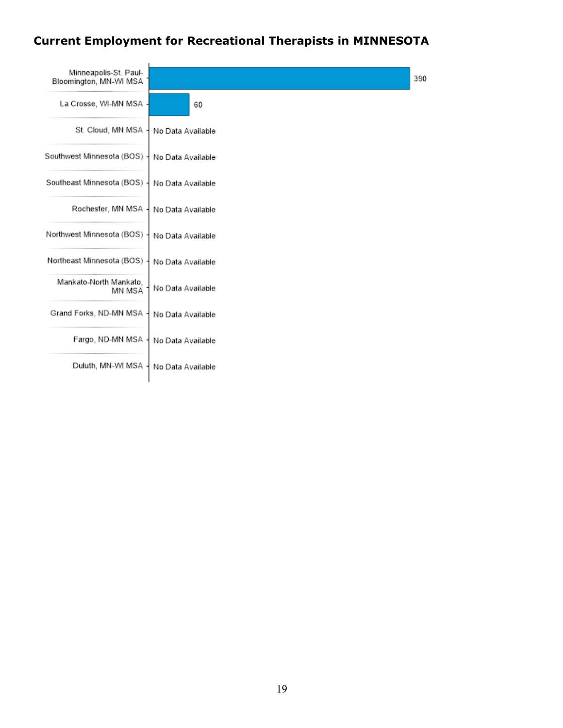**Current Employment for Recreational Therapists in MINNESOTA**

| Area | Employment |
|---|---|
| Minneapolis-St. Paul-Bloomington, MN-WI MSA | 390 |
| La Crosse, WI-MN MSA | 60 |
| St. Cloud, MN MSA | No Data Available |
| Southwest Minnesota (BOS) | No Data Available |
| Southeast Minnesota (BOS) | No Data Available |
| Rochester, MN MSA | No Data Available |
| Northwest Minnesota (BOS) | No Data Available |
| Northeast Minnesota (BOS) | No Data Available |
| Mankato-North Mankato, MN MSA | No Data Available |
| Grand Forks, ND-MN MSA | No Data Available |
| Fargo, ND-MN MSA | No Data Available |
| Duluth, MN-WI MSA | No Data Available |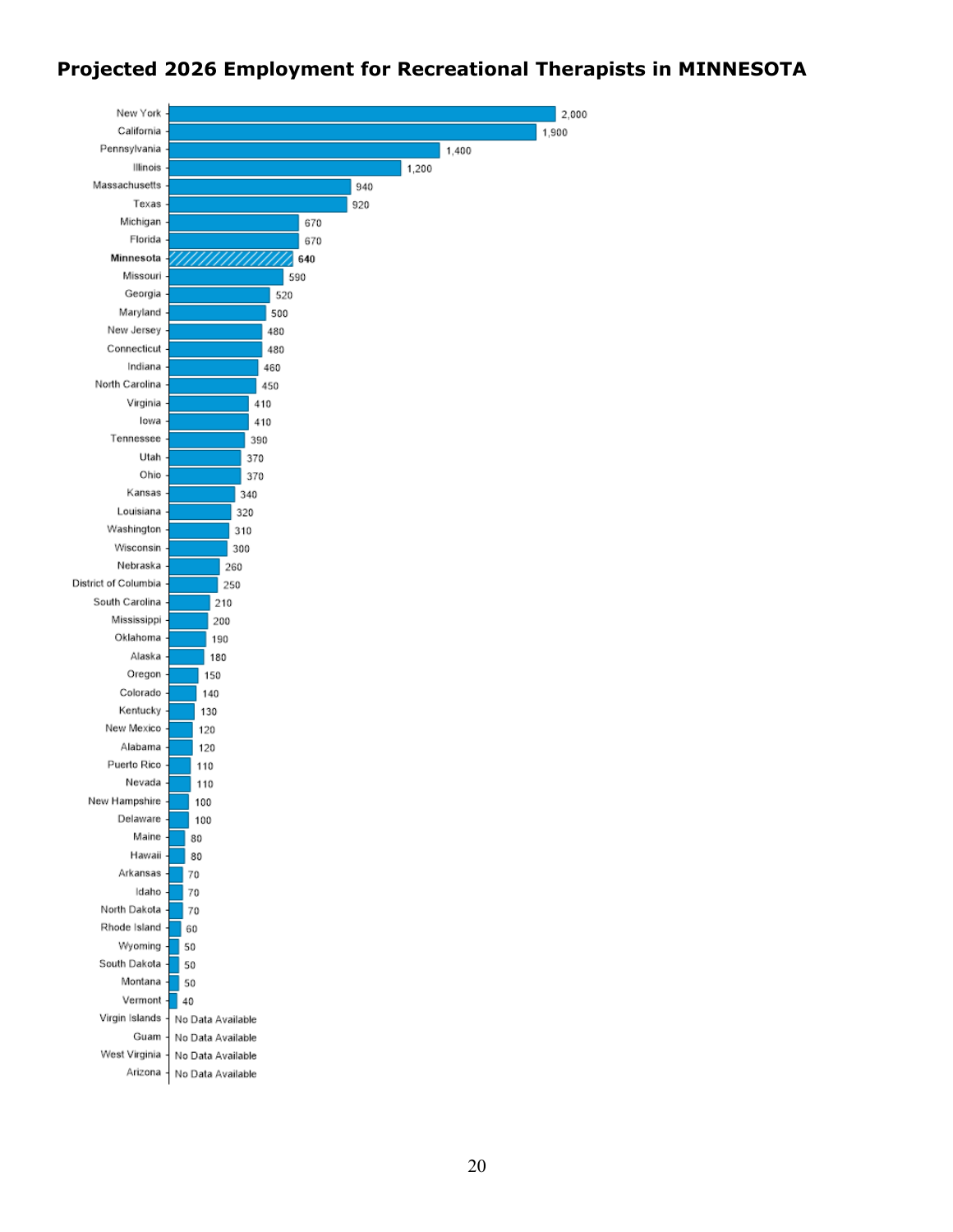## Projected 2026 Employment for Recreational Therapists in MINNESOTA

| State | Projected 2026 Employment |
|---|---|
| New York | 2,000 |
| California | 1,900 |
| Pennsylvania | 1,400 |
| Illinois | 1,200 |
| Massachusetts | 940 |
| Texas | 920 |
| Michigan | 670 |
| Florida | 670 |
| **Minnesota** | **640** |
| Missouri | 590 |
| Georgia | 520 |
| Maryland | 500 |
| New Jersey | 480 |
| Connecticut | 480 |
| Indiana | 460 |
| North Carolina | 450 |
| Virginia | 410 |
| Iowa | 410 |
| Tennessee | 390 |
| Utah | 370 |
| Ohio | 370 |
| Kansas | 340 |
| Louisiana | 320 |
| Washington | 310 |
| Wisconsin | 300 |
| Nebraska | 260 |
| District of Columbia | 250 |
| South Carolina | 210 |
| Mississippi | 200 |
| Oklahoma | 190 |
| Alaska | 180 |
| Oregon | 150 |
| Colorado | 140 |
| Kentucky | 130 |
| New Mexico | 120 |
| Alabama | 120 |
| Puerto Rico | 110 |
| Nevada | 110 |
| New Hampshire | 100 |
| Delaware | 100 |
| Maine | 80 |
| Hawaii | 80 |
| Arkansas | 70 |
| Idaho | 70 |
| North Dakota | 70 |
| Rhode Island | 60 |
| Wyoming | 50 |
| South Dakota | 50 |
| Montana | 50 |
| Vermont | 40 |
| Virgin Islands | No Data Available |
| Guam | No Data Available |
| West Virginia | No Data Available |
| Arizona | No Data Available |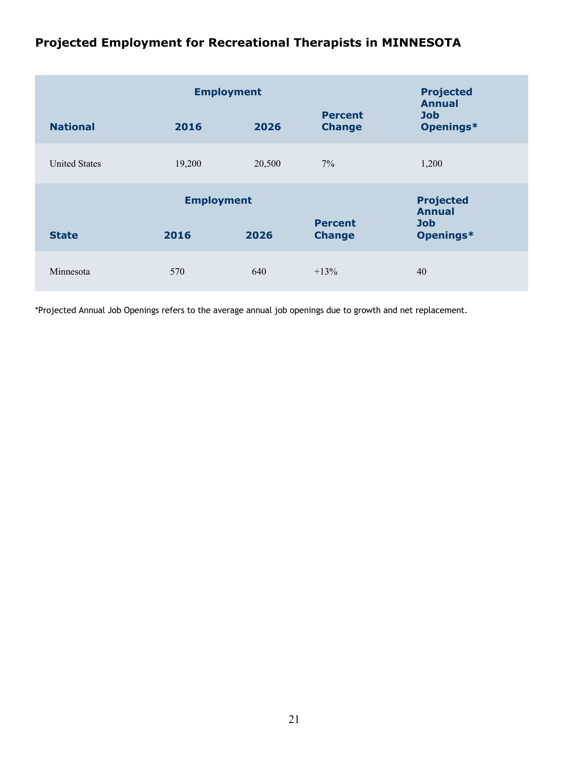## Projected Employment for Recreational Therapists in MINNESOTA

| National | Employment 2016 | Employment 2026 | Percent Change | Projected Annual Job Openings* |
|---|---|---|---|---|
| United States | 19,200 | 20,500 | 7% | 1,200 |

| State | Employment 2016 | Employment 2026 | Percent Change | Projected Annual Job Openings* |
|---|---|---|---|---|
| Minnesota | 570 | 640 | +13% | 40 |

*Projected Annual Job Openings refers to the average annual job openings due to growth and net replacement.